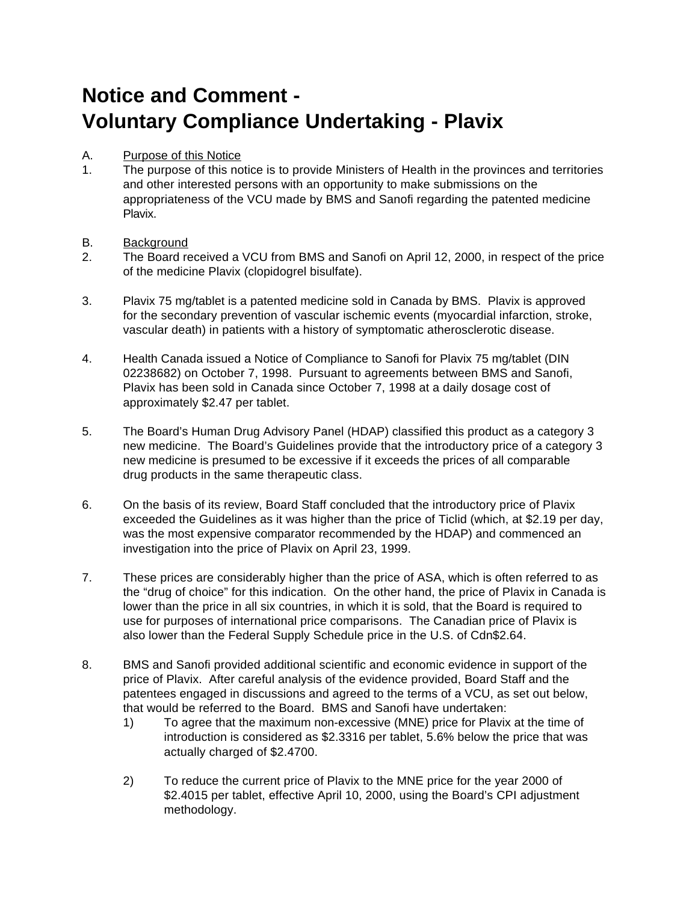# Notice and Comment - Voluntary Compliance Undertaking - Plavix

A. Purpose of this Notice

1. The purpose of this notice is to provide Ministers of Health in the provinces and territories and other interested persons with an opportunity to make submissions on the appropriateness of the VCU made by BMS and Sanofi regarding the patented medicine Plavix.

B. Background

2. The Board received a VCU from BMS and Sanofi on April 12, 2000, in respect of the price of the medicine Plavix (clopidogrel bisulfate).

3. Plavix 75 mg/tablet is a patented medicine sold in Canada by BMS. Plavix is approved for the secondary prevention of vascular ischemic events (myocardial infarction, stroke, vascular death) in patients with a history of symptomatic atherosclerotic disease.

4. Health Canada issued a Notice of Compliance to Sanofi for Plavix 75 mg/tablet (DIN 02238682) on October 7, 1998. Pursuant to agreements between BMS and Sanofi, Plavix has been sold in Canada since October 7, 1998 at a daily dosage cost of approximately $2.47 per tablet.

5. The Board's Human Drug Advisory Panel (HDAP) classified this product as a category 3 new medicine. The Board's Guidelines provide that the introductory price of a category 3 new medicine is presumed to be excessive if it exceeds the prices of all comparable drug products in the same therapeutic class.

6. On the basis of its review, Board Staff concluded that the introductory price of Plavix exceeded the Guidelines as it was higher than the price of Ticlid (which, at $2.19 per day, was the most expensive comparator recommended by the HDAP) and commenced an investigation into the price of Plavix on April 23, 1999.

7. These prices are considerably higher than the price of ASA, which is often referred to as the "drug of choice" for this indication. On the other hand, the price of Plavix in Canada is lower than the price in all six countries, in which it is sold, that the Board is required to use for purposes of international price comparisons. The Canadian price of Plavix is also lower than the Federal Supply Schedule price in the U.S. of Cdn$2.64.

8. BMS and Sanofi provided additional scientific and economic evidence in support of the price of Plavix. After careful analysis of the evidence provided, Board Staff and the patentees engaged in discussions and agreed to the terms of a VCU, as set out below, that would be referred to the Board. BMS and Sanofi have undertaken:
   1) To agree that the maximum non-excessive (MNE) price for Plavix at the time of introduction is considered as $2.3316 per tablet, 5.6% below the price that was actually charged of $2.4700.

   2) To reduce the current price of Plavix to the MNE price for the year 2000 of $2.4015 per tablet, effective April 10, 2000, using the Board's CPI adjustment methodology.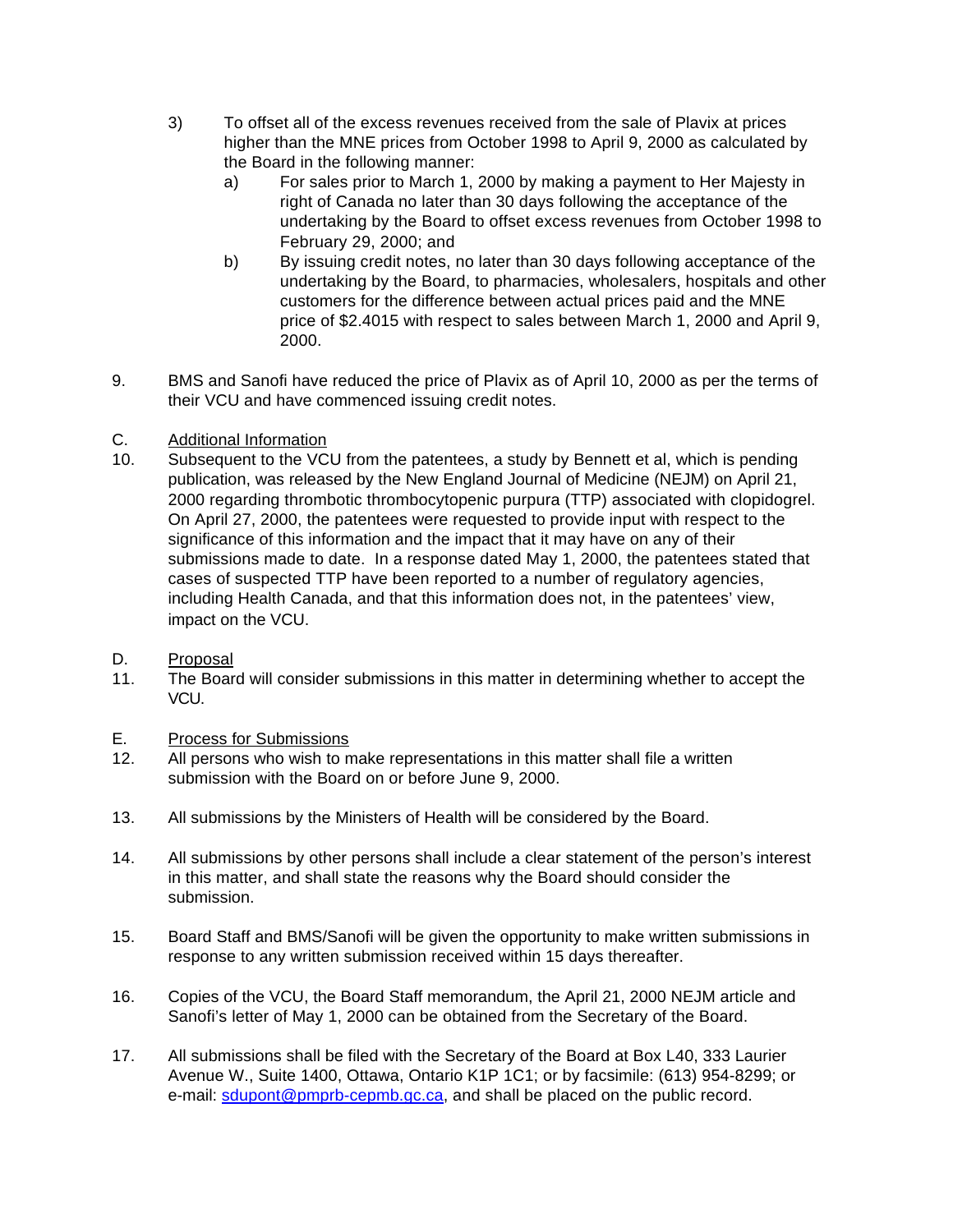3) To offset all of the excess revenues received from the sale of Plavix at prices higher than the MNE prices from October 1998 to April 9, 2000 as calculated by the Board in the following manner:
   a) For sales prior to March 1, 2000 by making a payment to Her Majesty in right of Canada no later than 30 days following the acceptance of the undertaking by the Board to offset excess revenues from October 1998 to February 29, 2000; and
   b) By issuing credit notes, no later than 30 days following acceptance of the undertaking by the Board, to pharmacies, wholesalers, hospitals and other customers for the difference between actual prices paid and the MNE price of $2.4015 with respect to sales between March 1, 2000 and April 9, 2000.

9. BMS and Sanofi have reduced the price of Plavix as of April 10, 2000 as per the terms of their VCU and have commenced issuing credit notes.

C. Additional Information

10. Subsequent to the VCU from the patentees, a study by Bennett et al, which is pending publication, was released by the New England Journal of Medicine (NEJM) on April 21, 2000 regarding thrombotic thrombocytopenic purpura (TTP) associated with clopidogrel. On April 27, 2000, the patentees were requested to provide input with respect to the significance of this information and the impact that it may have on any of their submissions made to date. In a response dated May 1, 2000, the patentees stated that cases of suspected TTP have been reported to a number of regulatory agencies, including Health Canada, and that this information does not, in the patentees' view, impact on the VCU.

D. Proposal

11. The Board will consider submissions in this matter in determining whether to accept the VCU.

E. Process for Submissions

12. All persons who wish to make representations in this matter shall file a written submission with the Board on or before June 9, 2000.

13. All submissions by the Ministers of Health will be considered by the Board.

14. All submissions by other persons shall include a clear statement of the person's interest in this matter, and shall state the reasons why the Board should consider the submission.

15. Board Staff and BMS/Sanofi will be given the opportunity to make written submissions in response to any written submission received within 15 days thereafter.

16. Copies of the VCU, the Board Staff memorandum, the April 21, 2000 NEJM article and Sanofi's letter of May 1, 2000 can be obtained from the Secretary of the Board.

17. All submissions shall be filed with the Secretary of the Board at Box L40, 333 Laurier Avenue W., Suite 1400, Ottawa, Ontario K1P 1C1; or by facsimile: (613) 954-8299; or e-mail: sdupont@pmprb-cepmb.gc.ca, and shall be placed on the public record.